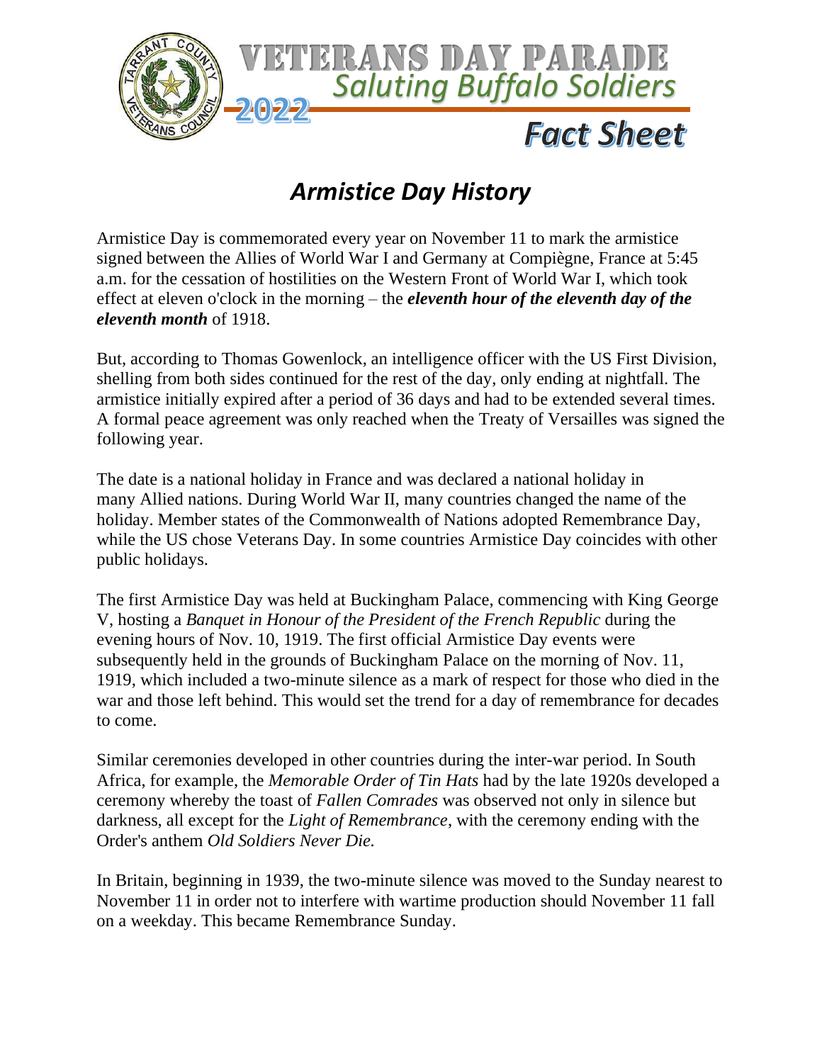# VETERANS DAY PARADE

## *Saluting Buffalo Soldiers*

**2022**

## *Fact Sheet*

## *Armistice Day History*

Armistice Day is commemorated every year on November 11 to mark the armistice signed between the Allies of World War I and Germany at Compiègne, France at 5:45 a.m. for the cessation of hostilities on the Western Front of World War I, which took effect at eleven o'clock in the morning – the ***eleventh hour of the eleventh day of the eleventh month*** of 1918.

But, according to Thomas Gowenlock, an intelligence officer with the US First Division, shelling from both sides continued for the rest of the day, only ending at nightfall. The armistice initially expired after a period of 36 days and had to be extended several times. A formal peace agreement was only reached when the Treaty of Versailles was signed the following year.

The date is a national holiday in France and was declared a national holiday in many Allied nations. During World War II, many countries changed the name of the holiday. Member states of the Commonwealth of Nations adopted Remembrance Day, while the US chose Veterans Day. In some countries Armistice Day coincides with other public holidays.

The first Armistice Day was held at Buckingham Palace, commencing with King George V, hosting a *Banquet in Honour of the President of the French Republic* during the evening hours of Nov. 10, 1919. The first official Armistice Day events were subsequently held in the grounds of Buckingham Palace on the morning of Nov. 11, 1919, which included a two-minute silence as a mark of respect for those who died in the war and those left behind. This would set the trend for a day of remembrance for decades to come.

Similar ceremonies developed in other countries during the inter-war period. In South Africa, for example, the *Memorable Order of Tin Hats* had by the late 1920s developed a ceremony whereby the toast of *Fallen Comrades* was observed not only in silence but darkness, all except for the *Light of Remembrance*, with the ceremony ending with the Order's anthem *Old Soldiers Never Die.*

In Britain, beginning in 1939, the two-minute silence was moved to the Sunday nearest to November 11 in order not to interfere with wartime production should November 11 fall on a weekday. This became Remembrance Sunday.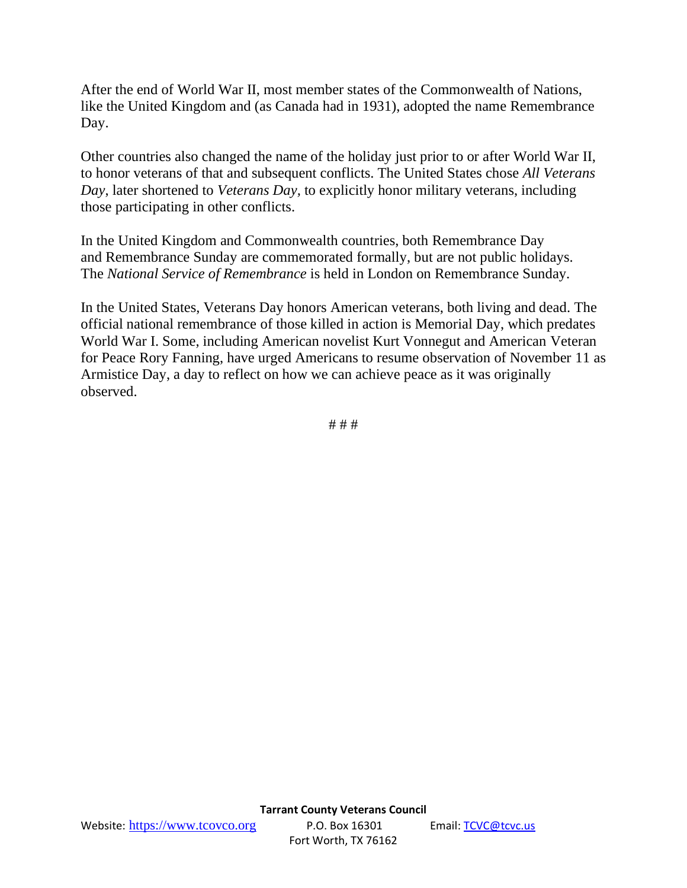After the end of World War II, most member states of the Commonwealth of Nations, like the United Kingdom and (as Canada had in 1931), adopted the name Remembrance Day.

Other countries also changed the name of the holiday just prior to or after World War II, to honor veterans of that and subsequent conflicts. The United States chose *All Veterans Day*, later shortened to *Veterans Day*, to explicitly honor military veterans, including those participating in other conflicts.

In the United Kingdom and Commonwealth countries, both Remembrance Day and Remembrance Sunday are commemorated formally, but are not public holidays. The *National Service of Remembrance* is held in London on Remembrance Sunday.

In the United States, Veterans Day honors American veterans, both living and dead. The official national remembrance of those killed in action is Memorial Day, which predates World War I. Some, including American novelist Kurt Vonnegut and American Veteran for Peace Rory Fanning, have urged Americans to resume observation of November 11 as Armistice Day, a day to reflect on how we can achieve peace as it was originally observed.

# # #

**Tarrant County Veterans Council**

Website: https://www.tcovco.org P.O. Box 16301 Email: TCVC@tcvc.us
Fort Worth, TX 76162